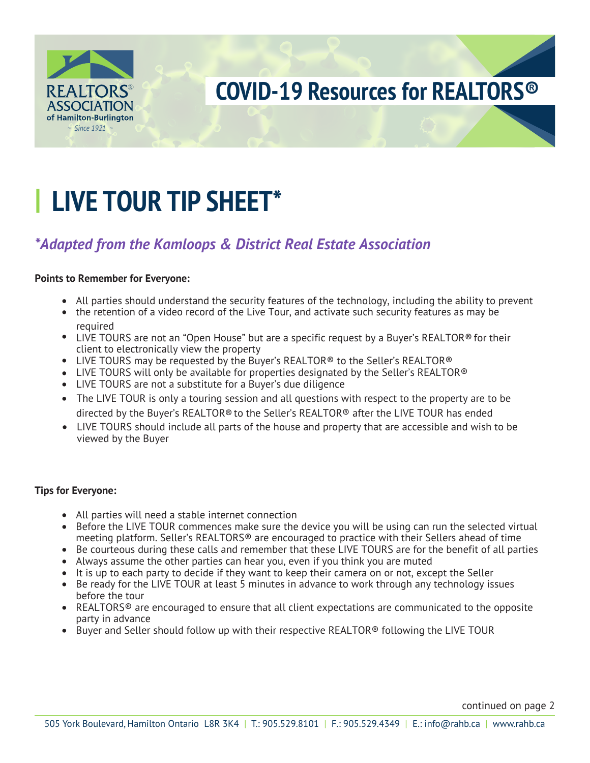REALTORS® ASSOCIATION of Hamilton-Burlington ~ Since 1921 ~

## COVID-19 Resources for REALTORS®

# LIVE TOUR TIP SHEET*

## *Adapted from the Kamloops & District Real Estate Association

**Points to Remember for Everyone:**

- All parties should understand the security features of the technology, including the ability to prevent
- the retention of a video record of the Live Tour, and activate such security features as may be required
- LIVE TOURS are not an "Open House" but are a specific request by a Buyer's REALTOR® for their client to electronically view the property
- LIVE TOURS may be requested by the Buyer's REALTOR® to the Seller's REALTOR®
- LIVE TOURS will only be available for properties designated by the Seller's REALTOR®
- LIVE TOURS are not a substitute for a Buyer's due diligence
- The LIVE TOUR is only a touring session and all questions with respect to the property are to be directed by the Buyer's REALTOR® to the Seller's REALTOR® after the LIVE TOUR has ended
- LIVE TOURS should include all parts of the house and property that are accessible and wish to be viewed by the Buyer

**Tips for Everyone:**

- All parties will need a stable internet connection
- Before the LIVE TOUR commences make sure the device you will be using can run the selected virtual meeting platform. Seller's REALTORS® are encouraged to practice with their Sellers ahead of time
- Be courteous during these calls and remember that these LIVE TOURS are for the benefit of all parties
- Always assume the other parties can hear you, even if you think you are muted
- It is up to each party to decide if they want to keep their camera on or not, except the Seller
- Be ready for the LIVE TOUR at least 5 minutes in advance to work through any technology issues before the tour
- REALTORS® are encouraged to ensure that all client expectations are communicated to the opposite party in advance
- Buyer and Seller should follow up with their respective REALTOR® following the LIVE TOUR

continued on page 2

505 York Boulevard, Hamilton Ontario L8R 3K4 | T.: 905.529.8101 | F.: 905.529.4349 | E.: info@rahb.ca | www.rahb.ca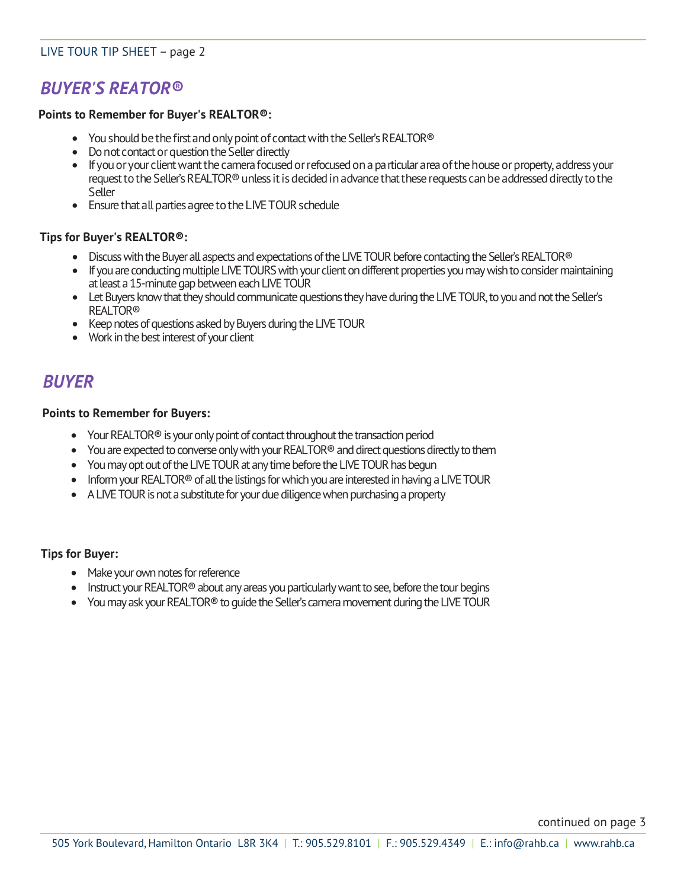## *BUYER'S REATOR®*

**Points to Remember for Buyer's REALTOR®:**

- You should be the first and only point of contact with the Seller's REALTOR®
- Do not contact or question the Seller directly
- If you or your client want the camera focused or refocused on a particular area of the house or property, address your request to the Seller's REALTOR® unless it is decided in advance that these requests can be addressed directly to the Seller
- Ensure that all parties agree to the LIVE TOUR schedule

**Tips for Buyer's REALTOR®:**

- Discuss with the Buyer all aspects and expectations of the LIVE TOUR before contacting the Seller's REALTOR®
- If you are conducting multiple LIVE TOURS with your client on different properties you may wish to consider maintaining at least a 15-minute gap between each LIVE TOUR
- Let Buyers know that they should communicate questions they have during the LIVE TOUR, to you and not the Seller's REALTOR®
- Keep notes of questions asked by Buyers during the LIVE TOUR
- Work in the best interest of your client

## *BUYER*

**Points to Remember for Buyers:**

- Your REALTOR® is your only point of contact throughout the transaction period
- You are expected to converse only with your REALTOR® and direct questions directly to them
- You may opt out of the LIVE TOUR at any time before the LIVE TOUR has begun
- Inform your REALTOR® of all the listings for which you are interested in having a LIVE TOUR
- A LIVE TOUR is not a substitute for your due diligence when purchasing a property

**Tips for Buyer:**

- Make your own notes for reference
- Instruct your REALTOR® about any areas you particularly want to see, before the tour begins
- You may ask your REALTOR® to guide the Seller's camera movement during the LIVE TOUR

continued on page 3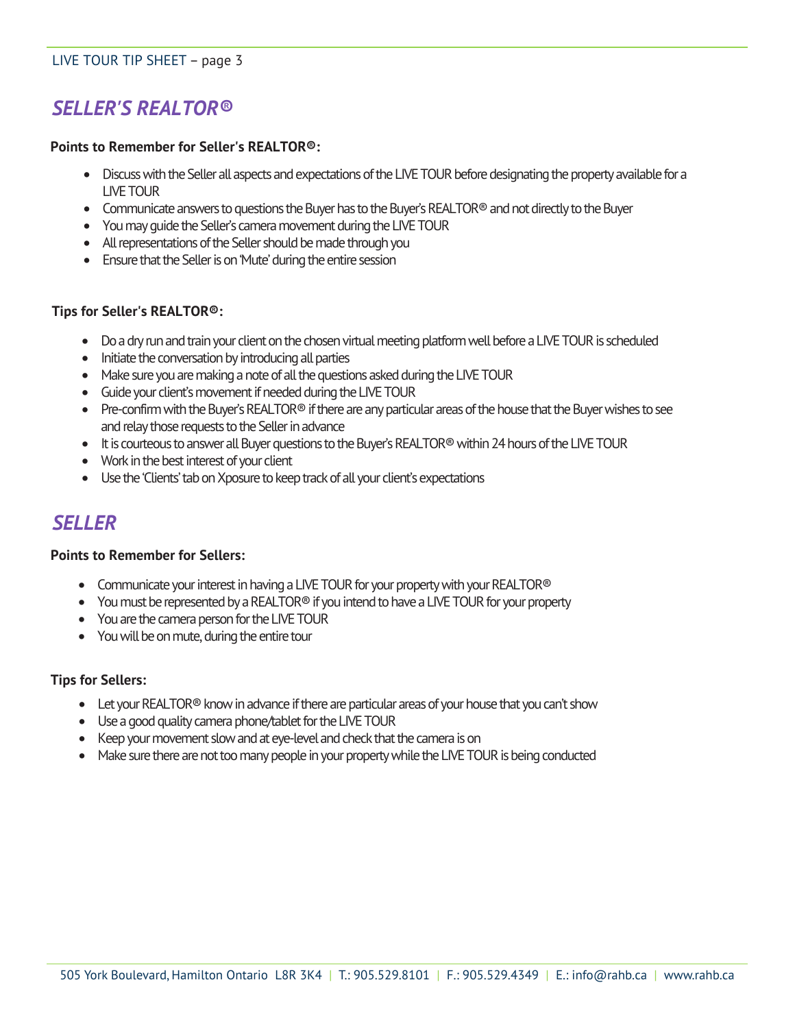## *SELLER'S REALTOR®*

**Points to Remember for Seller's REALTOR®:**

- Discuss with the Seller all aspects and expectations of the LIVE TOUR before designating the property available for a LIVE TOUR
- Communicate answers to questions the Buyer has to the Buyer's REALTOR® and not directly to the Buyer
- You may guide the Seller's camera movement during the LIVE TOUR
- All representations of the Seller should be made through you
- Ensure that the Seller is on 'Mute' during the entire session

**Tips for Seller's REALTOR®:**

- Do a dry run and train your client on the chosen virtual meeting platform well before a LIVE TOUR is scheduled
- Initiate the conversation by introducing all parties
- Make sure you are making a note of all the questions asked during the LIVE TOUR
- Guide your client's movement if needed during the LIVE TOUR
- Pre-confirm with the Buyer's REALTOR® if there are any particular areas of the house that the Buyer wishes to see and relay those requests to the Seller in advance
- It is courteous to answer all Buyer questions to the Buyer's REALTOR® within 24 hours of the LIVE TOUR
- Work in the best interest of your client
- Use the 'Clients' tab on Xposure to keep track of all your client's expectations

## *SELLER*

**Points to Remember for Sellers:**

- Communicate your interest in having a LIVE TOUR for your property with your REALTOR®
- You must be represented by a REALTOR® if you intend to have a LIVE TOUR for your property
- You are the camera person for the LIVE TOUR
- You will be on mute, during the entire tour

**Tips for Sellers:**

- Let your REALTOR® know in advance if there are particular areas of your house that you can't show
- Use a good quality camera phone/tablet for the LIVE TOUR
- Keep your movement slow and at eye-level and check that the camera is on
- Make sure there are not too many people in your property while the LIVE TOUR is being conducted